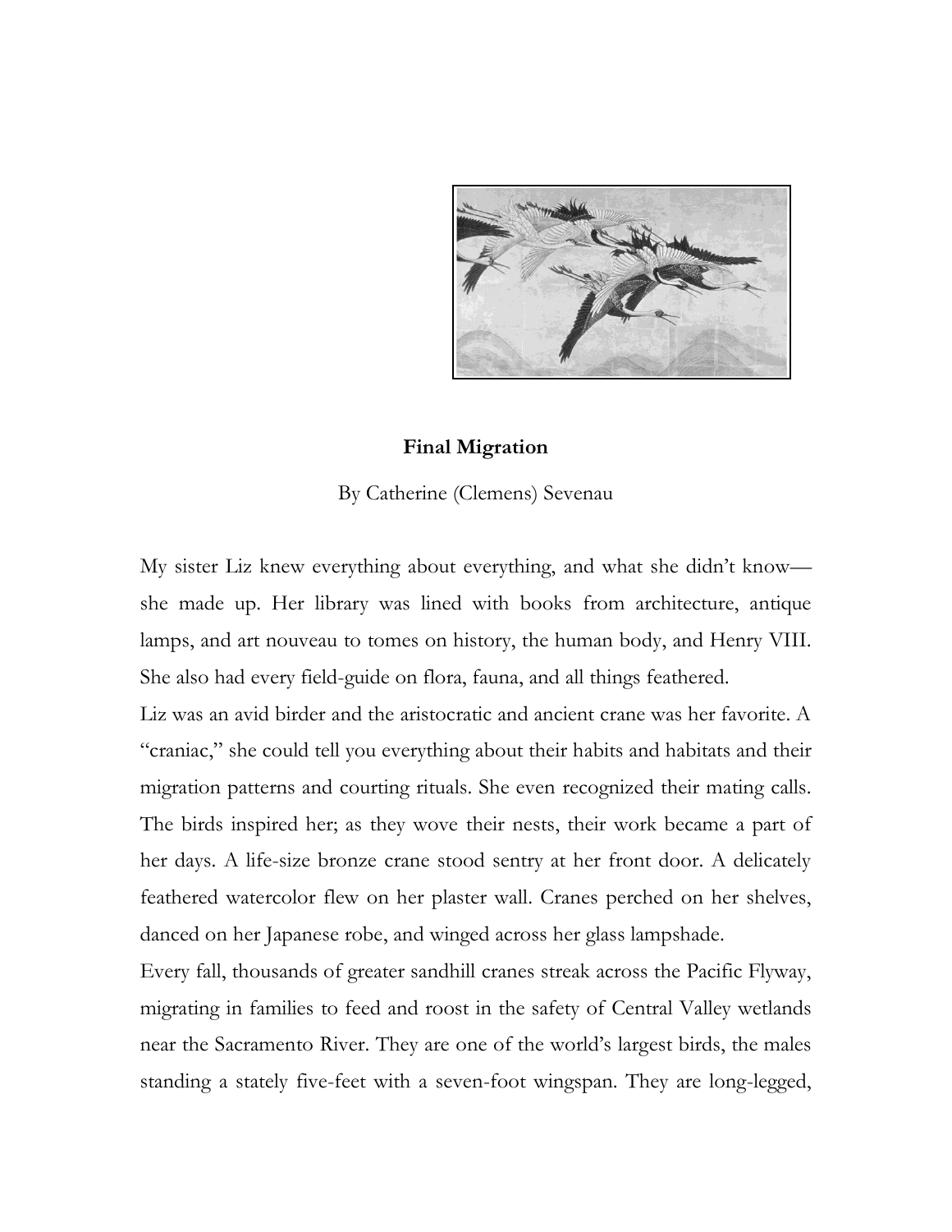**Final Migration**

By Catherine (Clemens) Sevenau

My sister Liz knew everything about everything, and what she didn't know—she made up. Her library was lined with books from architecture, antique lamps, and art nouveau to tomes on history, the human body, and Henry VIII. She also had every field-guide on flora, fauna, and all things feathered.

Liz was an avid birder and the aristocratic and ancient crane was her favorite. A "craniac," she could tell you everything about their habits and habitats and their migration patterns and courting rituals. She even recognized their mating calls. The birds inspired her; as they wove their nests, their work became a part of her days. A life-size bronze crane stood sentry at her front door. A delicately feathered watercolor flew on her plaster wall. Cranes perched on her shelves, danced on her Japanese robe, and winged across her glass lampshade.

Every fall, thousands of greater sandhill cranes streak across the Pacific Flyway, migrating in families to feed and roost in the safety of Central Valley wetlands near the Sacramento River. They are one of the world's largest birds, the males standing a stately five-feet with a seven-foot wingspan. They are long-legged,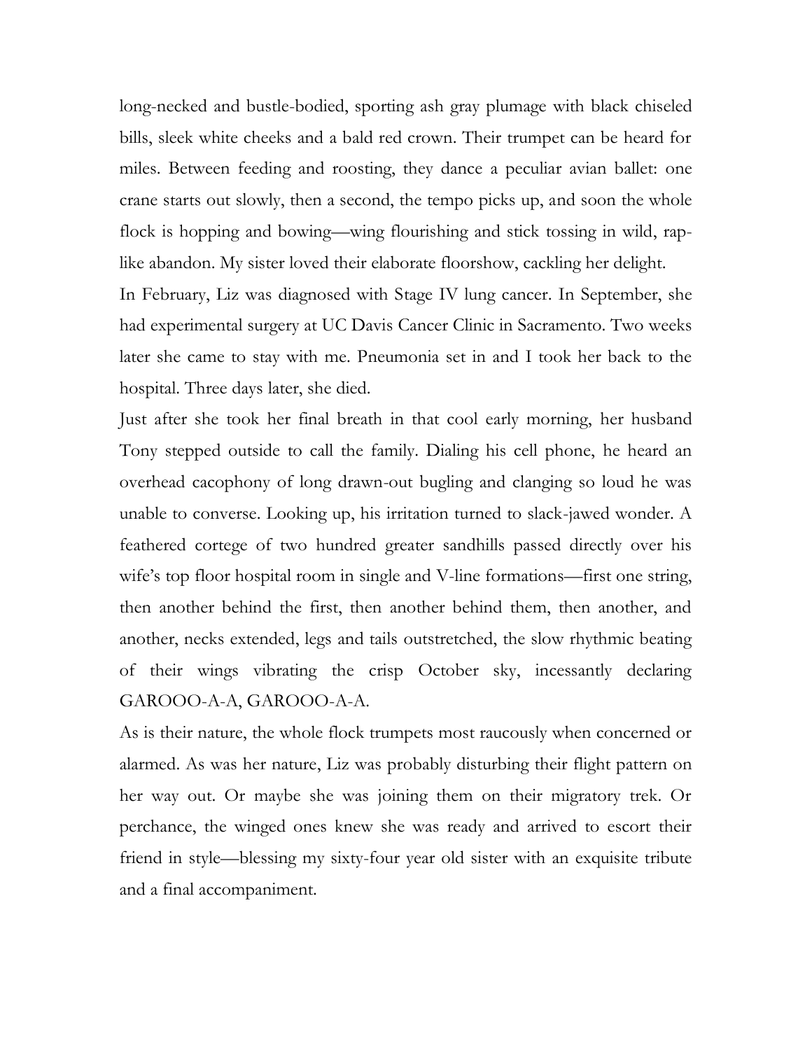long-necked and bustle-bodied, sporting ash gray plumage with black chiseled bills, sleek white cheeks and a bald red crown. Their trumpet can be heard for miles. Between feeding and roosting, they dance a peculiar avian ballet: one crane starts out slowly, then a second, the tempo picks up, and soon the whole flock is hopping and bowing—wing flourishing and stick tossing in wild, rap-like abandon. My sister loved their elaborate floorshow, cackling her delight.

In February, Liz was diagnosed with Stage IV lung cancer. In September, she had experimental surgery at UC Davis Cancer Clinic in Sacramento. Two weeks later she came to stay with me. Pneumonia set in and I took her back to the hospital. Three days later, she died.

Just after she took her final breath in that cool early morning, her husband Tony stepped outside to call the family. Dialing his cell phone, he heard an overhead cacophony of long drawn-out bugling and clanging so loud he was unable to converse. Looking up, his irritation turned to slack-jawed wonder. A feathered cortege of two hundred greater sandhills passed directly over his wife's top floor hospital room in single and V-line formations—first one string, then another behind the first, then another behind them, then another, and another, necks extended, legs and tails outstretched, the slow rhythmic beating of their wings vibrating the crisp October sky, incessantly declaring GAROOO-A-A, GAROOO-A-A.

As is their nature, the whole flock trumpets most raucously when concerned or alarmed. As was her nature, Liz was probably disturbing their flight pattern on her way out. Or maybe she was joining them on their migratory trek. Or perchance, the winged ones knew she was ready and arrived to escort their friend in style—blessing my sixty-four year old sister with an exquisite tribute and a final accompaniment.